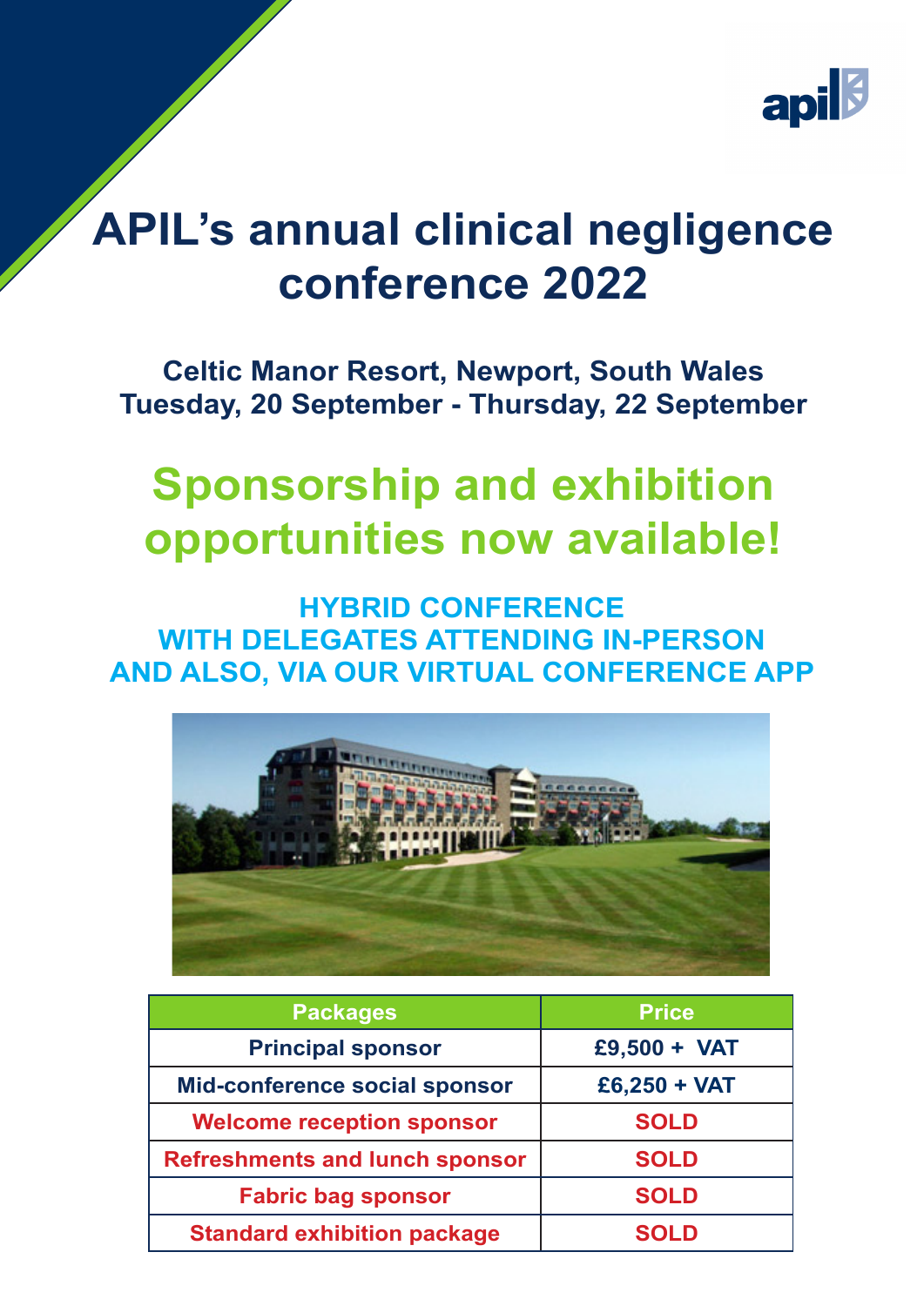apil

# APIL's annual clinical negligence conference 2022

**Celtic Manor Resort, Newport, South Wales**
**Tuesday, 20 September - Thursday, 22 September**

## Sponsorship and exhibition opportunities now available!

### HYBRID CONFERENCE WITH DELEGATES ATTENDING IN-PERSON AND ALSO, VIA OUR VIRTUAL CONFERENCE APP

| Packages | Price |
| --- | --- |
| Principal sponsor | £9,500 + VAT |
| Mid-conference social sponsor | £6,250 + VAT |
| Welcome reception sponsor | SOLD |
| Refreshments and lunch sponsor | SOLD |
| Fabric bag sponsor | SOLD |
| Standard exhibition package | SOLD |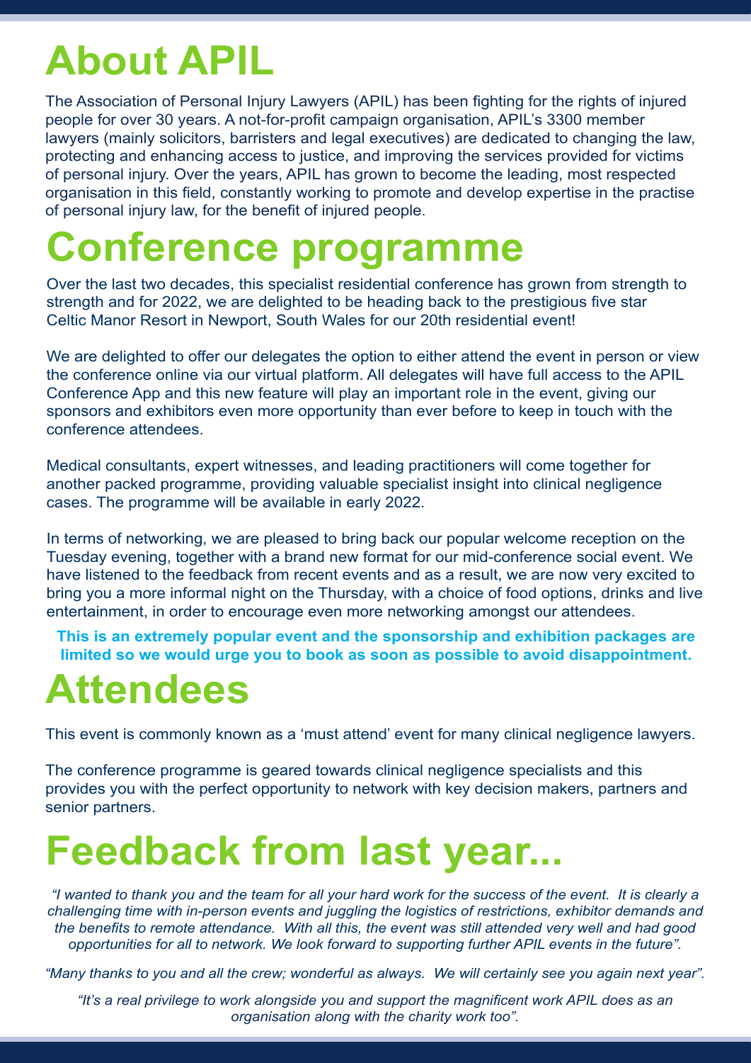# About APIL

The Association of Personal Injury Lawyers (APIL) has been fighting for the rights of injured people for over 30 years. A not-for-profit campaign organisation, APIL's 3300 member lawyers (mainly solicitors, barristers and legal executives) are dedicated to changing the law, protecting and enhancing access to justice, and improving the services provided for victims of personal injury. Over the years, APIL has grown to become the leading, most respected organisation in this field, constantly working to promote and develop expertise in the practise of personal injury law, for the benefit of injured people.

# Conference programme

Over the last two decades, this specialist residential conference has grown from strength to strength and for 2022, we are delighted to be heading back to the prestigious five star Celtic Manor Resort in Newport, South Wales for our 20th residential event!

We are delighted to offer our delegates the option to either attend the event in person or view the conference online via our virtual platform. All delegates will have full access to the APIL Conference App and this new feature will play an important role in the event, giving our sponsors and exhibitors even more opportunity than ever before to keep in touch with the conference attendees.

Medical consultants, expert witnesses, and leading practitioners will come together for another packed programme, providing valuable specialist insight into clinical negligence cases. The programme will be available in early 2022.

In terms of networking, we are pleased to bring back our popular welcome reception on the Tuesday evening, together with a brand new format for our mid-conference social event. We have listened to the feedback from recent events and as a result, we are now very excited to bring you a more informal night on the Thursday, with a choice of food options, drinks and live entertainment, in order to encourage even more networking amongst our attendees.

**This is an extremely popular event and the sponsorship and exhibition packages are limited so we would urge you to book as soon as possible to avoid disappointment.**

# Attendees

This event is commonly known as a 'must attend' event for many clinical negligence lawyers.

The conference programme is geared towards clinical negligence specialists and this provides you with the perfect opportunity to network with key decision makers, partners and senior partners.

# Feedback from last year...

*"I wanted to thank you and the team for all your hard work for the success of the event. It is clearly a challenging time with in-person events and juggling the logistics of restrictions, exhibitor demands and the benefits to remote attendance. With all this, the event was still attended very well and had good opportunities for all to network. We look forward to supporting further APIL events in the future".*

*"Many thanks to you and all the crew; wonderful as always. We will certainly see you again next year".*

*"It's a real privilege to work alongside you and support the magnificent work APIL does as an organisation along with the charity work too".*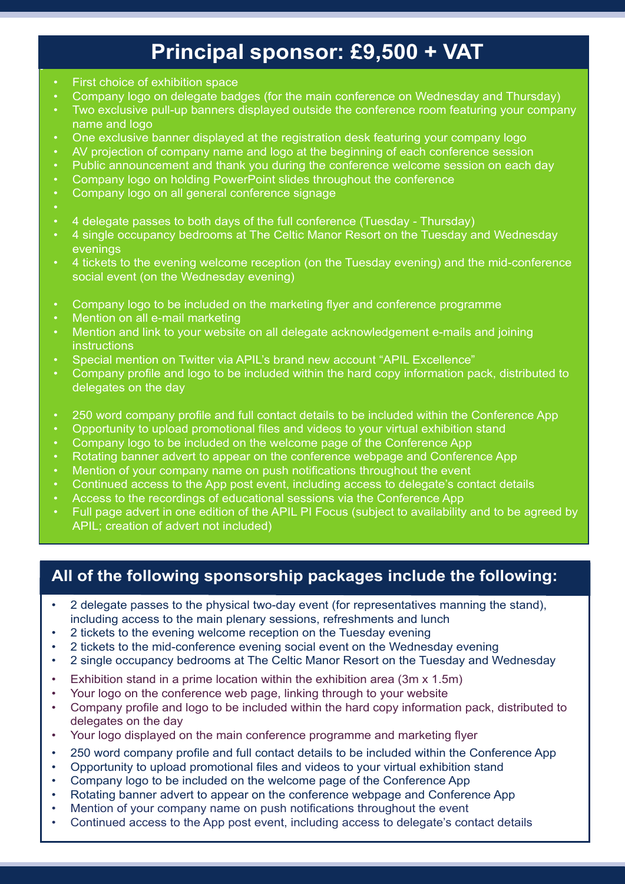## Principal sponsor: £9,500 + VAT

- First choice of exhibition space
- Company logo on delegate badges (for the main conference on Wednesday and Thursday)
- Two exclusive pull-up banners displayed outside the conference room featuring your company name and logo
- One exclusive banner displayed at the registration desk featuring your company logo
- AV projection of company name and logo at the beginning of each conference session
- Public announcement and thank you during the conference welcome session on each day
- Company logo on holding PowerPoint slides throughout the conference
- Company logo on all general conference signage
- 
- 4 delegate passes to both days of the full conference (Tuesday - Thursday)
- 4 single occupancy bedrooms at The Celtic Manor Resort on the Tuesday and Wednesday evenings
- 4 tickets to the evening welcome reception (on the Tuesday evening) and the mid-conference social event (on the Wednesday evening)

- Company logo to be included on the marketing flyer and conference programme
- Mention on all e-mail marketing
- Mention and link to your website on all delegate acknowledgement e-mails and joining instructions
- Special mention on Twitter via APIL's brand new account "APIL Excellence"
- Company profile and logo to be included within the hard copy information pack, distributed to delegates on the day

- 250 word company profile and full contact details to be included within the Conference App
- Opportunity to upload promotional files and videos to your virtual exhibition stand
- Company logo to be included on the welcome page of the Conference App
- Rotating banner advert to appear on the conference webpage and Conference App
- Mention of your company name on push notifications throughout the event
- Continued access to the App post event, including access to delegate's contact details
- Access to the recordings of educational sessions via the Conference App
- Full page advert in one edition of the APIL PI Focus (subject to availability and to be agreed by APIL; creation of advert not included)

## All of the following sponsorship packages include the following:

- 2 delegate passes to the physical two-day event (for representatives manning the stand), including access to the main plenary sessions, refreshments and lunch
- 2 tickets to the evening welcome reception on the Tuesday evening
- 2 tickets to the mid-conference evening social event on the Wednesday evening
- 2 single occupancy bedrooms at The Celtic Manor Resort on the Tuesday and Wednesday

- Exhibition stand in a prime location within the exhibition area (3m x 1.5m)
- Your logo on the conference web page, linking through to your website
- Company profile and logo to be included within the hard copy information pack, distributed to delegates on the day
- Your logo displayed on the main conference programme and marketing flyer

- 250 word company profile and full contact details to be included within the Conference App
- Opportunity to upload promotional files and videos to your virtual exhibition stand
- Company logo to be included on the welcome page of the Conference App
- Rotating banner advert to appear on the conference webpage and Conference App
- Mention of your company name on push notifications throughout the event
- Continued access to the App post event, including access to delegate's contact details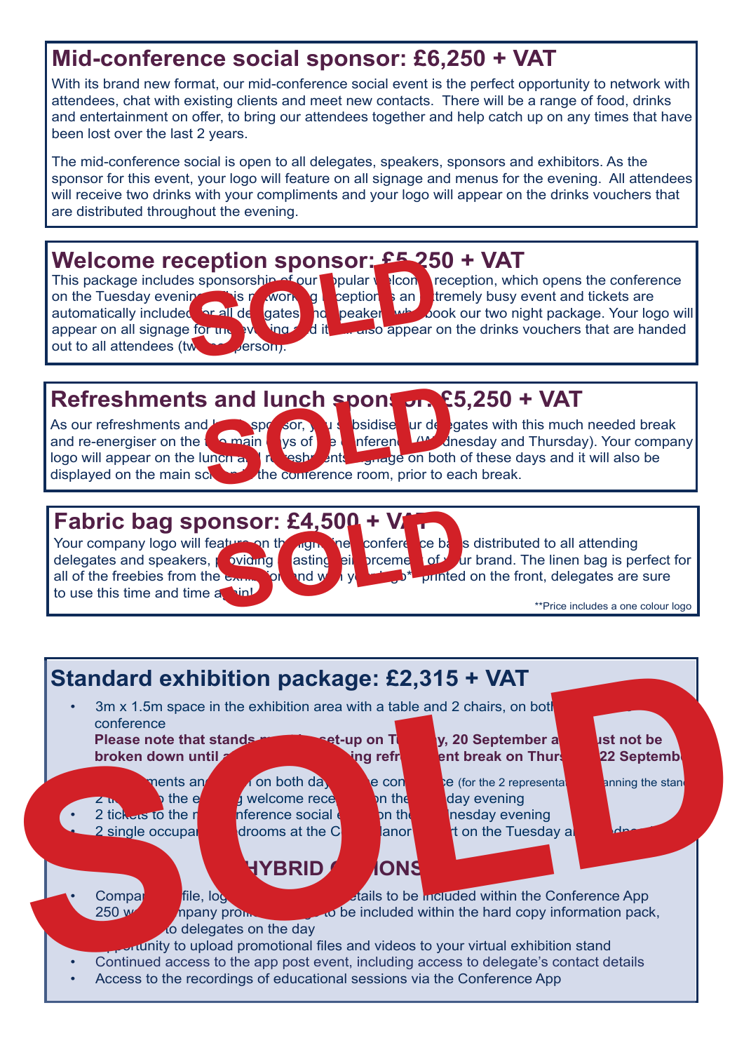## Mid-conference social sponsor: £6,250 + VAT

With its brand new format, our mid-conference social event is the perfect opportunity to network with attendees, chat with existing clients and meet new contacts. There will be a range of food, drinks and entertainment on offer, to bring our attendees together and help catch up on any times that have been lost over the last 2 years.

The mid-conference social is open to all delegates, speakers, sponsors and exhibitors. As the sponsor for this event, your logo will feature on all signage and menus for the evening. All attendees will receive two drinks with your compliments and your logo will appear on the drinks vouchers that are distributed throughout the evening.

## Welcome reception sponsor: £5,250 + VAT

SOLD

This package includes sponsorship of our popular welcome reception, which opens the conference on the Tuesday evening. This networking reception is an extremely busy event and tickets are automatically included for all delegates and speakers who book our two night package. Your logo will appear on all signage for the evening and it will also appear on the drinks vouchers that are handed out to all attendees (two per person).

## Refreshments and lunch sponsor: £5,250 + VAT

SOLD

As our refreshments and lunch sponsor, you subsidise our delegates with this much needed break and re-energiser on the two main days of the conference (Wednesday and Thursday). Your company logo will appear on the lunch and refreshments signage on both of these days and it will also be displayed on the main screen in the conference room, prior to each break.

## Fabric bag sponsor: £4,500 + VAT

SOLD

Your company logo will feature on the light linen conference bags distributed to all attending delegates and speakers, providing a lasting reinforcement of your brand. The linen bag is perfect for all of the freebies from the exhibition and with your logo** printed on the front, delegates are sure to use this time and time again!

**Price includes a one colour logo

## Standard exhibition package: £2,315 + VAT

SOLD

- 3m x 1.5m space in the exhibition area with a table and 2 chairs, on both days of the conference
  **Please note that stands must be set-up on Tuesday, 20 September and must not be broken down until after the morning refreshment break on Thursday, 22 September**
- Refreshments and lunch on both days of the conference (for the 2 representatives manning the stand)
- 2 tickets to the evening welcome reception on the Tuesday evening
- 2 tickets to the mid-conference social event on the Wednesday evening
- 2 single occupancy bedrooms at the Celtic Manor Resort on the Tuesday and Wednesday

### HYBRID OPTIONS

- Company profile, logo and contact details to be included within the Conference App
- 250 word company profile/message to be included within the hard copy information pack, distributed to delegates on the day
- Opportunity to upload promotional files and videos to your virtual exhibition stand
- Continued access to the app post event, including access to delegate's contact details
- Access to the recordings of educational sessions via the Conference App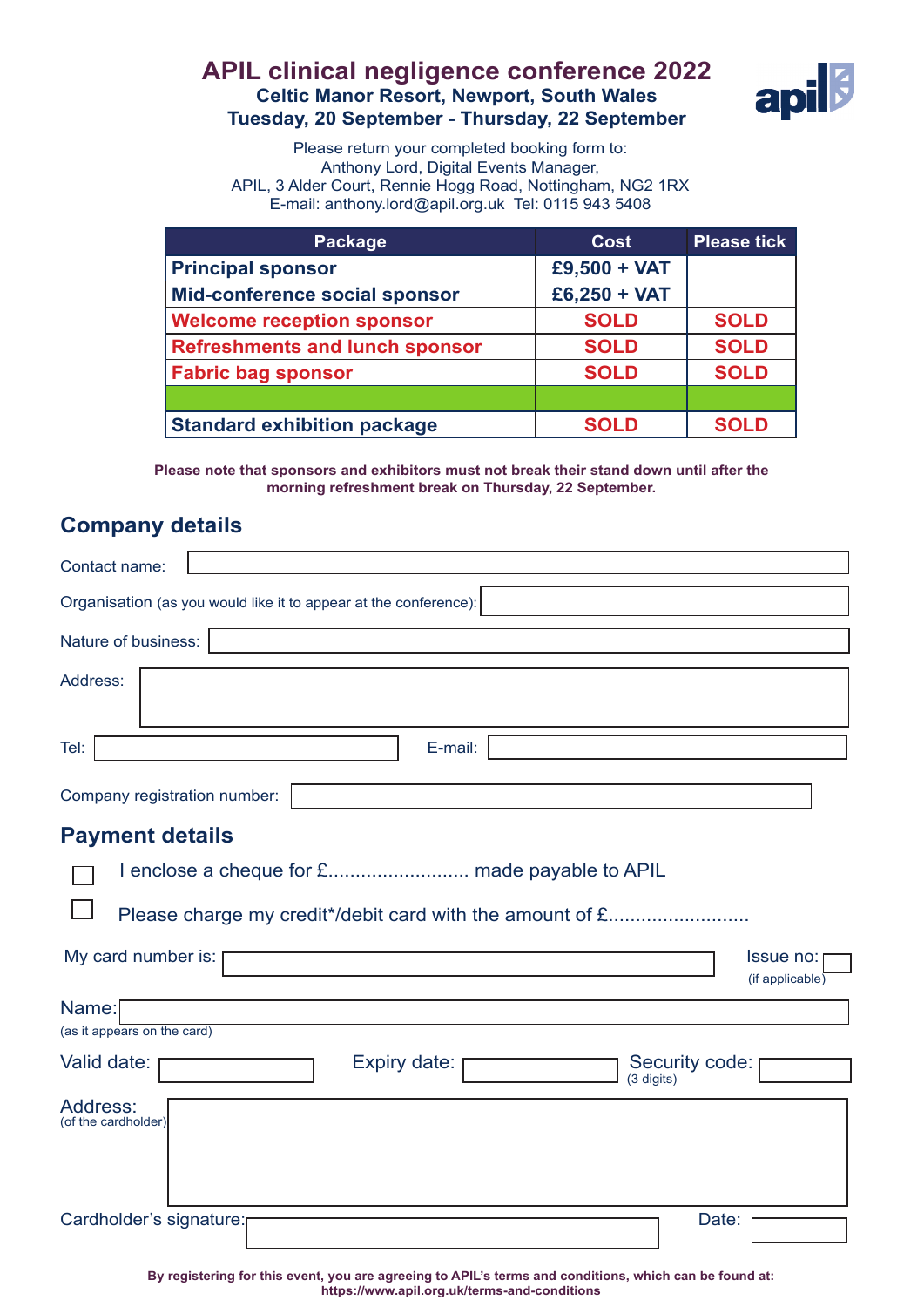# APIL clinical negligence conference 2022

### Celtic Manor Resort, Newport, South Wales
### Tuesday, 20 September - Thursday, 22 September

Please return your completed booking form to:
Anthony Lord, Digital Events Manager,
APIL, 3 Alder Court, Rennie Hogg Road, Nottingham, NG2 1RX
E-mail: anthony.lord@apil.org.uk Tel: 0115 943 5408

| Package | Cost | Please tick |
|---|---|---|
| **Principal sponsor** | **£9,500 + VAT** | |
| **Mid-conference social sponsor** | **£6,250 + VAT** | |
| **Welcome reception sponsor** | **SOLD** | **SOLD** |
| **Refreshments and lunch sponsor** | **SOLD** | **SOLD** |
| **Fabric bag sponsor** | **SOLD** | **SOLD** |
| | | |
| **Standard exhibition package** | **SOLD** | **SOLD** |

**Please note that sponsors and exhibitors must not break their stand down until after the morning refreshment break on Thursday, 22 September.**

## Company details

Contact name:

Organisation (as you would like it to appear at the conference):

Nature of business:

Address:

Tel: E-mail:

Company registration number:

## Payment details

☐ I enclose a cheque for £.......................... made payable to APIL

☐ Please charge my credit*/debit card with the amount of £..........................

My card number is: Issue no: (if applicable)

Name: (as it appears on the card)

Valid date: Expiry date: Security code: (3 digits)

Address: (of the cardholder)

Cardholder's signature: Date:

**By registering for this event, you are agreeing to APIL's terms and conditions, which can be found at: https://www.apil.org.uk/terms-and-conditions**